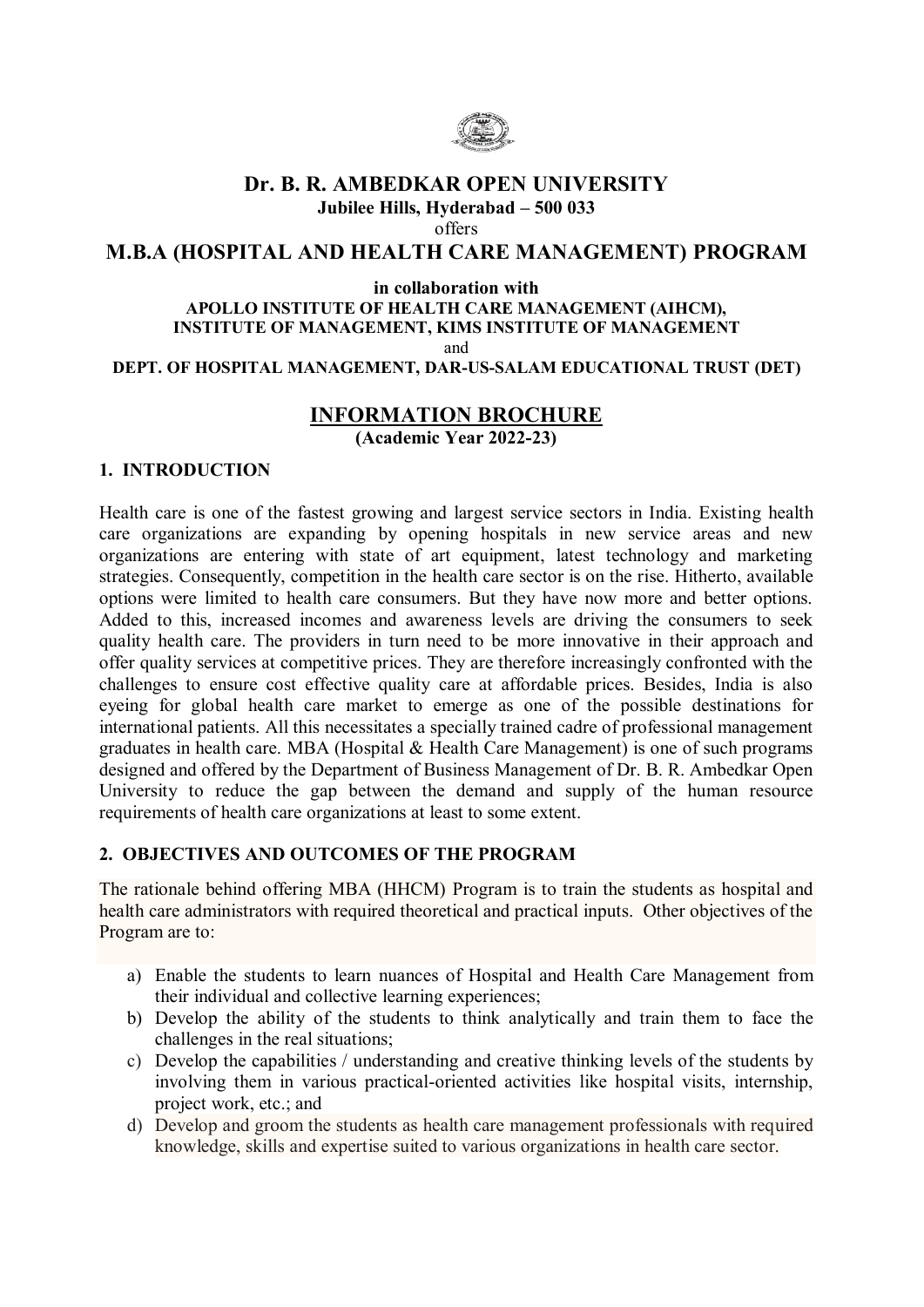# Dr. B. R. AMBEDKAR OPEN UNIVERSITY

**Jubilee Hills, Hyderabad – 500 033**

offers

## M.B.A (HOSPITAL AND HEALTH CARE MANAGEMENT) PROGRAM

**in collaboration with**

**APOLLO INSTITUTE OF HEALTH CARE MANAGEMENT (AIHCM), INSTITUTE OF MANAGEMENT, KIMS INSTITUTE OF MANAGEMENT**

and

**DEPT. OF HOSPITAL MANAGEMENT, DAR-US-SALAM EDUCATIONAL TRUST (DET)**

## INFORMATION BROCHURE

**(Academic Year 2022-23)**

### 1. INTRODUCTION

Health care is one of the fastest growing and largest service sectors in India. Existing health care organizations are expanding by opening hospitals in new service areas and new organizations are entering with state of art equipment, latest technology and marketing strategies. Consequently, competition in the health care sector is on the rise. Hitherto, available options were limited to health care consumers. But they have now more and better options. Added to this, increased incomes and awareness levels are driving the consumers to seek quality health care. The providers in turn need to be more innovative in their approach and offer quality services at competitive prices. They are therefore increasingly confronted with the challenges to ensure cost effective quality care at affordable prices. Besides, India is also eyeing for global health care market to emerge as one of the possible destinations for international patients. All this necessitates a specially trained cadre of professional management graduates in health care. MBA (Hospital & Health Care Management) is one of such programs designed and offered by the Department of Business Management of Dr. B. R. Ambedkar Open University to reduce the gap between the demand and supply of the human resource requirements of health care organizations at least to some extent.

### 2. OBJECTIVES AND OUTCOMES OF THE PROGRAM

The rationale behind offering MBA (HHCM) Program is to train the students as hospital and health care administrators with required theoretical and practical inputs. Other objectives of the Program are to:

a) Enable the students to learn nuances of Hospital and Health Care Management from their individual and collective learning experiences;
b) Develop the ability of the students to think analytically and train them to face the challenges in the real situations;
c) Develop the capabilities / understanding and creative thinking levels of the students by involving them in various practical-oriented activities like hospital visits, internship, project work, etc.; and
d) Develop and groom the students as health care management professionals with required knowledge, skills and expertise suited to various organizations in health care sector.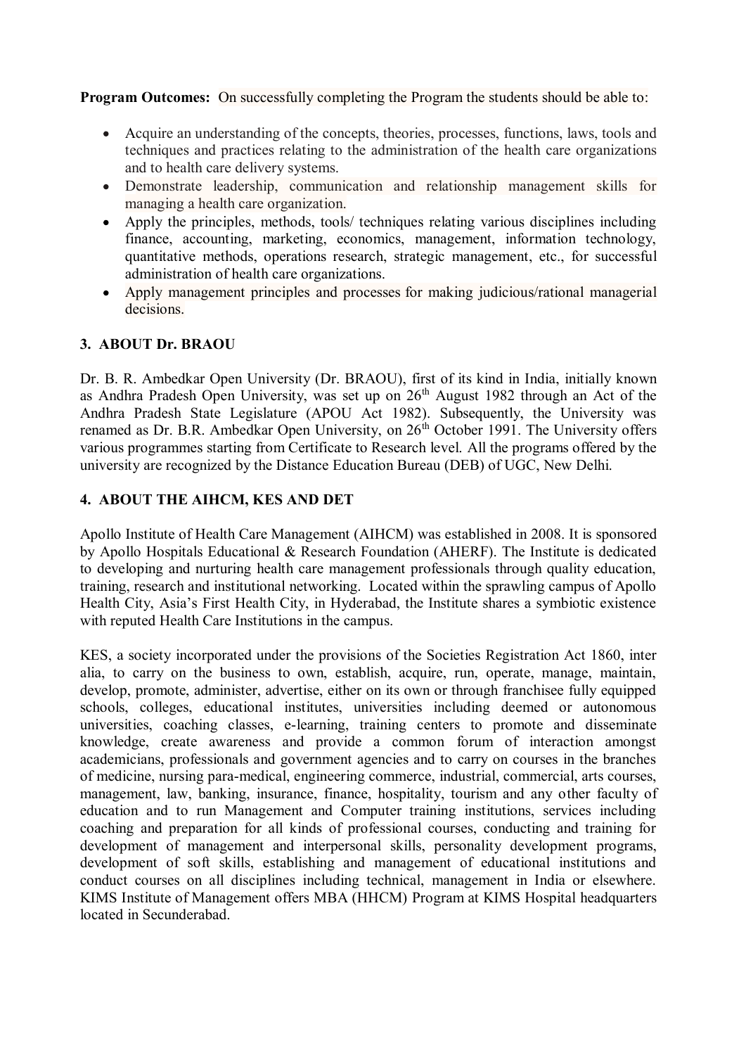**Program Outcomes:** On successfully completing the Program the students should be able to:

- Acquire an understanding of the concepts, theories, processes, functions, laws, tools and techniques and practices relating to the administration of the health care organizations and to health care delivery systems.
- Demonstrate leadership, communication and relationship management skills for managing a health care organization.
- Apply the principles, methods, tools/ techniques relating various disciplines including finance, accounting, marketing, economics, management, information technology, quantitative methods, operations research, strategic management, etc., for successful administration of health care organizations.
- Apply management principles and processes for making judicious/rational managerial decisions.

## 3. ABOUT Dr. BRAOU

Dr. B. R. Ambedkar Open University (Dr. BRAOU), first of its kind in India, initially known as Andhra Pradesh Open University, was set up on 26th August 1982 through an Act of the Andhra Pradesh State Legislature (APOU Act 1982). Subsequently, the University was renamed as Dr. B.R. Ambedkar Open University, on 26th October 1991. The University offers various programmes starting from Certificate to Research level. All the programs offered by the university are recognized by the Distance Education Bureau (DEB) of UGC, New Delhi.

## 4. ABOUT THE AIHCM, KES AND DET

Apollo Institute of Health Care Management (AIHCM) was established in 2008. It is sponsored by Apollo Hospitals Educational & Research Foundation (AHERF). The Institute is dedicated to developing and nurturing health care management professionals through quality education, training, research and institutional networking. Located within the sprawling campus of Apollo Health City, Asia's First Health City, in Hyderabad, the Institute shares a symbiotic existence with reputed Health Care Institutions in the campus.

KES, a society incorporated under the provisions of the Societies Registration Act 1860, inter alia, to carry on the business to own, establish, acquire, run, operate, manage, maintain, develop, promote, administer, advertise, either on its own or through franchisee fully equipped schools, colleges, educational institutes, universities including deemed or autonomous universities, coaching classes, e-learning, training centers to promote and disseminate knowledge, create awareness and provide a common forum of interaction amongst academicians, professionals and government agencies and to carry on courses in the branches of medicine, nursing para-medical, engineering commerce, industrial, commercial, arts courses, management, law, banking, insurance, finance, hospitality, tourism and any other faculty of education and to run Management and Computer training institutions, services including coaching and preparation for all kinds of professional courses, conducting and training for development of management and interpersonal skills, personality development programs, development of soft skills, establishing and management of educational institutions and conduct courses on all disciplines including technical, management in India or elsewhere. KIMS Institute of Management offers MBA (HHCM) Program at KIMS Hospital headquarters located in Secunderabad.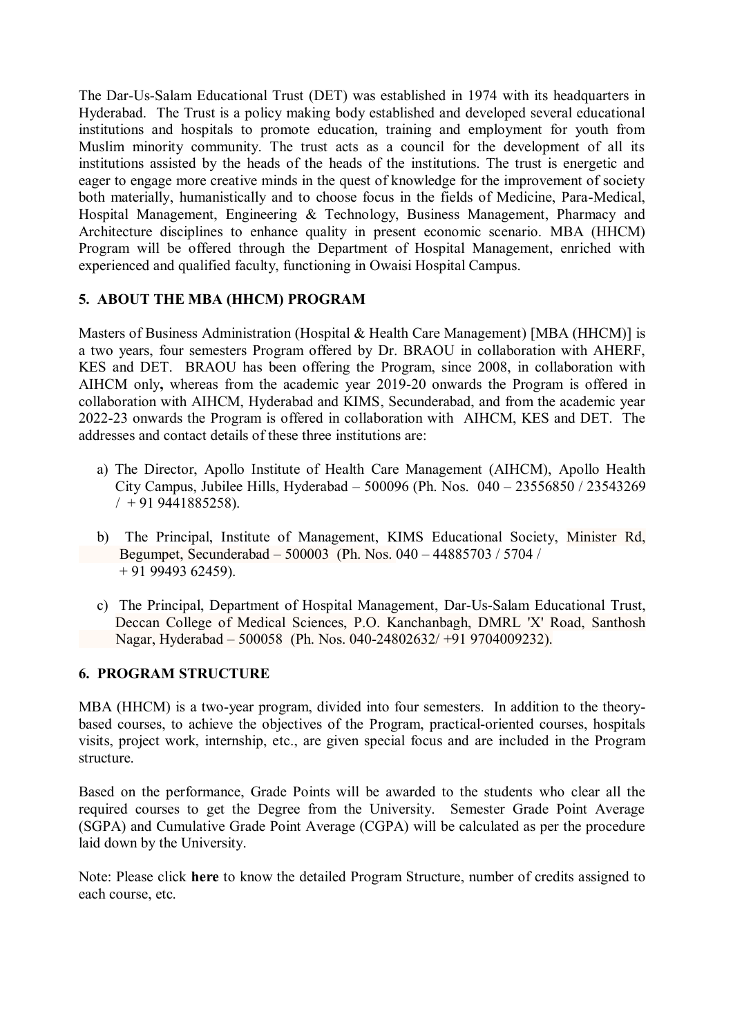The Dar-Us-Salam Educational Trust (DET) was established in 1974 with its headquarters in Hyderabad. The Trust is a policy making body established and developed several educational institutions and hospitals to promote education, training and employment for youth from Muslim minority community. The trust acts as a council for the development of all its institutions assisted by the heads of the heads of the institutions. The trust is energetic and eager to engage more creative minds in the quest of knowledge for the improvement of society both materially, humanistically and to choose focus in the fields of Medicine, Para-Medical, Hospital Management, Engineering & Technology, Business Management, Pharmacy and Architecture disciplines to enhance quality in present economic scenario. MBA (HHCM) Program will be offered through the Department of Hospital Management, enriched with experienced and qualified faculty, functioning in Owaisi Hospital Campus.

## 5. ABOUT THE MBA (HHCM) PROGRAM

Masters of Business Administration (Hospital & Health Care Management) [MBA (HHCM)] is a two years, four semesters Program offered by Dr. BRAOU in collaboration with AHERF, KES and DET. BRAOU has been offering the Program, since 2008, in collaboration with AIHCM only**,** whereas from the academic year 2019-20 onwards the Program is offered in collaboration with AIHCM, Hyderabad and KIMS, Secunderabad, and from the academic year 2022-23 onwards the Program is offered in collaboration with AIHCM, KES and DET. The addresses and contact details of these three institutions are:

a) The Director, Apollo Institute of Health Care Management (AIHCM), Apollo Health City Campus, Jubilee Hills, Hyderabad – 500096 (Ph. Nos. 040 – 23556850 / 23543269 / + 91 9441885258).

b) The Principal, Institute of Management, KIMS Educational Society, Minister Rd, Begumpet, Secunderabad – 500003 (Ph. Nos. 040 – 44885703 / 5704 / + 91 99493 62459).

c) The Principal, Department of Hospital Management, Dar-Us-Salam Educational Trust, Deccan College of Medical Sciences, P.O. Kanchanbagh, DMRL 'X' Road, Santhosh Nagar, Hyderabad – 500058 (Ph. Nos. 040-24802632/ +91 9704009232).

## 6. PROGRAM STRUCTURE

MBA (HHCM) is a two-year program, divided into four semesters. In addition to the theory-based courses, to achieve the objectives of the Program, practical-oriented courses, hospitals visits, project work, internship, etc., are given special focus and are included in the Program structure.

Based on the performance, Grade Points will be awarded to the students who clear all the required courses to get the Degree from the University. Semester Grade Point Average (SGPA) and Cumulative Grade Point Average (CGPA) will be calculated as per the procedure laid down by the University.

Note: Please click **here** to know the detailed Program Structure, number of credits assigned to each course, etc.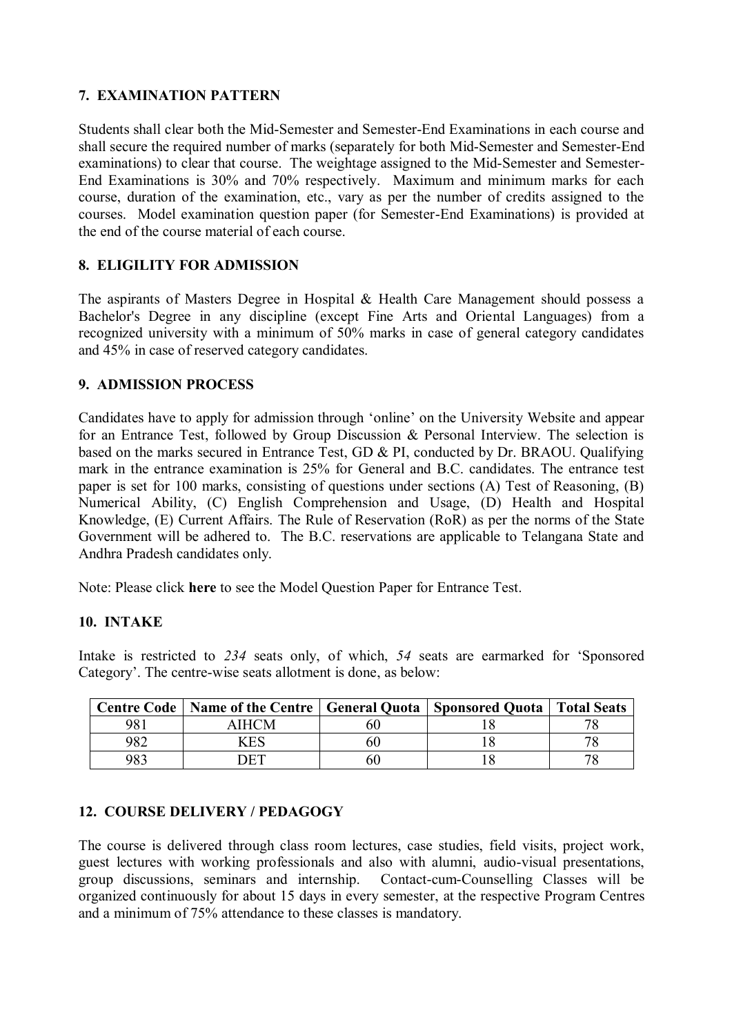## 7. EXAMINATION PATTERN

Students shall clear both the Mid-Semester and Semester-End Examinations in each course and shall secure the required number of marks (separately for both Mid-Semester and Semester-End examinations) to clear that course. The weightage assigned to the Mid-Semester and Semester-End Examinations is 30% and 70% respectively. Maximum and minimum marks for each course, duration of the examination, etc., vary as per the number of credits assigned to the courses. Model examination question paper (for Semester-End Examinations) is provided at the end of the course material of each course.

## 8. ELIGILITY FOR ADMISSION

The aspirants of Masters Degree in Hospital & Health Care Management should possess a Bachelor's Degree in any discipline (except Fine Arts and Oriental Languages) from a recognized university with a minimum of 50% marks in case of general category candidates and 45% in case of reserved category candidates.

## 9. ADMISSION PROCESS

Candidates have to apply for admission through 'online' on the University Website and appear for an Entrance Test, followed by Group Discussion & Personal Interview. The selection is based on the marks secured in Entrance Test, GD & PI, conducted by Dr. BRAOU. Qualifying mark in the entrance examination is 25% for General and B.C. candidates. The entrance test paper is set for 100 marks, consisting of questions under sections (A) Test of Reasoning, (B) Numerical Ability, (C) English Comprehension and Usage, (D) Health and Hospital Knowledge, (E) Current Affairs. The Rule of Reservation (RoR) as per the norms of the State Government will be adhered to. The B.C. reservations are applicable to Telangana State and Andhra Pradesh candidates only.

Note: Please click **here** to see the Model Question Paper for Entrance Test.

## 10. INTAKE

Intake is restricted to *234* seats only, of which, *54* seats are earmarked for 'Sponsored Category'. The centre-wise seats allotment is done, as below:

| Centre Code | Name of the Centre | General Quota | Sponsored Quota | Total Seats |
|---|---|---|---|---|
| 981 | AIHCM | 60 | 18 | 78 |
| 982 | KES | 60 | 18 | 78 |
| 983 | DET | 60 | 18 | 78 |

## 12. COURSE DELIVERY / PEDAGOGY

The course is delivered through class room lectures, case studies, field visits, project work, guest lectures with working professionals and also with alumni, audio-visual presentations, group discussions, seminars and internship. Contact-cum-Counselling Classes will be organized continuously for about 15 days in every semester, at the respective Program Centres and a minimum of 75% attendance to these classes is mandatory.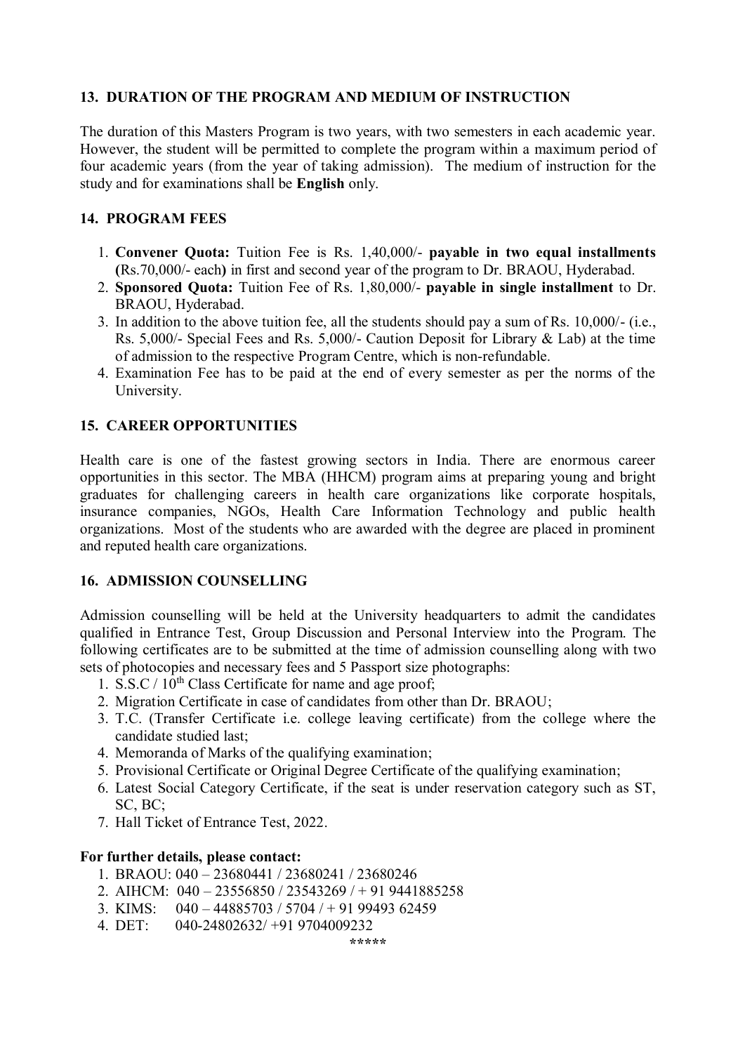### 13. DURATION OF THE PROGRAM AND MEDIUM OF INSTRUCTION

The duration of this Masters Program is two years, with two semesters in each academic year. However, the student will be permitted to complete the program within a maximum period of four academic years (from the year of taking admission). The medium of instruction for the study and for examinations shall be **English** only.

### 14. PROGRAM FEES

1. **Convener Quota:** Tuition Fee is Rs. 1,40,000/- **payable in two equal installments (**Rs.70,000/- each**)** in first and second year of the program to Dr. BRAOU, Hyderabad.
2. **Sponsored Quota:** Tuition Fee of Rs. 1,80,000/- **payable in single installment** to Dr. BRAOU, Hyderabad.
3. In addition to the above tuition fee, all the students should pay a sum of Rs. 10,000/- (i.e., Rs. 5,000/- Special Fees and Rs. 5,000/- Caution Deposit for Library & Lab) at the time of admission to the respective Program Centre, which is non-refundable.
4. Examination Fee has to be paid at the end of every semester as per the norms of the University.

### 15. CAREER OPPORTUNITIES

Health care is one of the fastest growing sectors in India. There are enormous career opportunities in this sector. The MBA (HHCM) program aims at preparing young and bright graduates for challenging careers in health care organizations like corporate hospitals, insurance companies, NGOs, Health Care Information Technology and public health organizations. Most of the students who are awarded with the degree are placed in prominent and reputed health care organizations.

### 16. ADMISSION COUNSELLING

Admission counselling will be held at the University headquarters to admit the candidates qualified in Entrance Test, Group Discussion and Personal Interview into the Program. The following certificates are to be submitted at the time of admission counselling along with two sets of photocopies and necessary fees and 5 Passport size photographs:

1. S.S.C / 10th Class Certificate for name and age proof;
2. Migration Certificate in case of candidates from other than Dr. BRAOU;
3. T.C. (Transfer Certificate i.e. college leaving certificate) from the college where the candidate studied last;
4. Memoranda of Marks of the qualifying examination;
5. Provisional Certificate or Original Degree Certificate of the qualifying examination;
6. Latest Social Category Certificate, if the seat is under reservation category such as ST, SC, BC;
7. Hall Ticket of Entrance Test, 2022.

**For further details, please contact:**

1. BRAOU: 040 – 23680441 / 23680241 / 23680246
2. AIHCM: 040 – 23556850 / 23543269 / + 91 9441885258
3. KIMS: 040 – 44885703 / 5704 / + 91 99493 62459
4. DET: 040-24802632/ +91 9704009232

*****